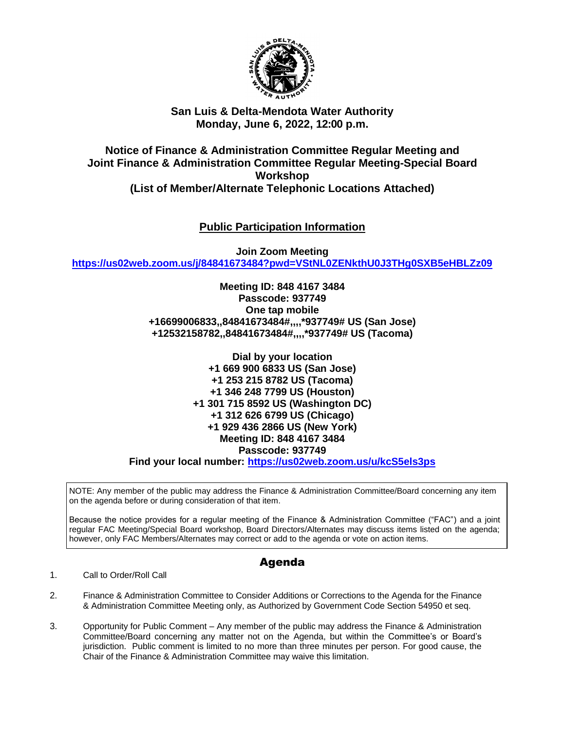**San Luis & Delta-Mendota Water Authority**
**Monday, June 6, 2022, 12:00 p.m.**

# Notice of Finance & Administration Committee Regular Meeting and Joint Finance & Administration Committee Regular Meeting-Special Board Workshop (List of Member/Alternate Telephonic Locations Attached)

## Public Participation Information

**Join Zoom Meeting**
**https://us02web.zoom.us/j/84841673484?pwd=VStNL0ZENkthU0J3THg0SXB5eHBLZz09**

**Meeting ID: 848 4167 3484**
**Passcode: 937749**
**One tap mobile**
**+16699006833,,84841673484#,,,,*937749# US (San Jose)**
**+12532158782,,84841673484#,,,,*937749# US (Tacoma)**

**Dial by your location**
**+1 669 900 6833 US (San Jose)**
**+1 253 215 8782 US (Tacoma)**
**+1 346 248 7799 US (Houston)**
**+1 301 715 8592 US (Washington DC)**
**+1 312 626 6799 US (Chicago)**
**+1 929 436 2866 US (New York)**
**Meeting ID: 848 4167 3484**
**Passcode: 937749**
**Find your local number: https://us02web.zoom.us/u/kcS5els3ps**

NOTE: Any member of the public may address the Finance & Administration Committee/Board concerning any item on the agenda before or during consideration of that item.

Because the notice provides for a regular meeting of the Finance & Administration Committee ("FAC") and a joint regular FAC Meeting/Special Board workshop, Board Directors/Alternates may discuss items listed on the agenda; however, only FAC Members/Alternates may correct or add to the agenda or vote on action items.

## Agenda

1. Call to Order/Roll Call

2. Finance & Administration Committee to Consider Additions or Corrections to the Agenda for the Finance & Administration Committee Meeting only, as Authorized by Government Code Section 54950 et seq.

3. Opportunity for Public Comment – Any member of the public may address the Finance & Administration Committee/Board concerning any matter not on the Agenda, but within the Committee's or Board's jurisdiction. Public comment is limited to no more than three minutes per person. For good cause, the Chair of the Finance & Administration Committee may waive this limitation.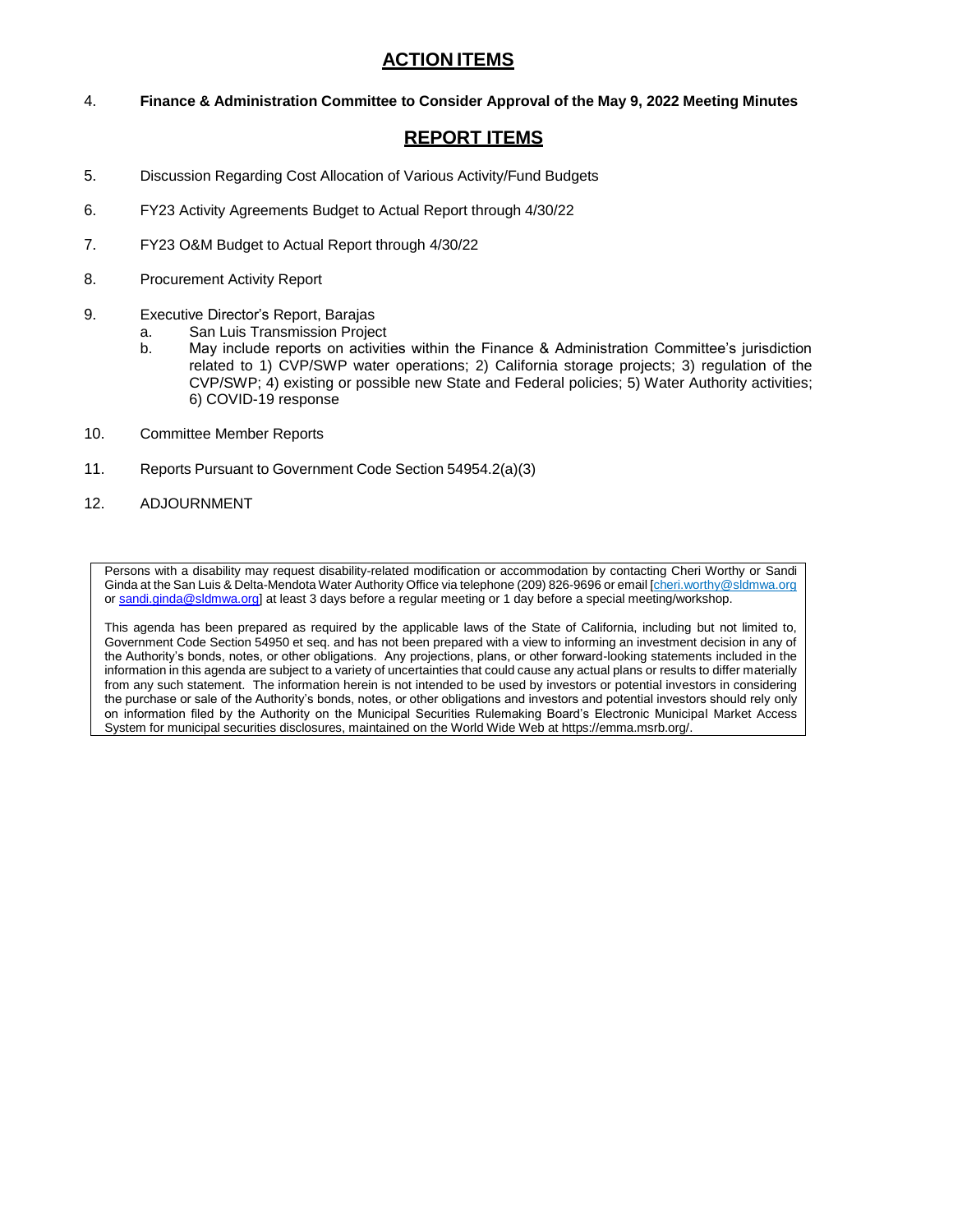## ACTION ITEMS

4. **Finance & Administration Committee to Consider Approval of the May 9, 2022 Meeting Minutes**

## REPORT ITEMS

5. Discussion Regarding Cost Allocation of Various Activity/Fund Budgets

6. FY23 Activity Agreements Budget to Actual Report through 4/30/22

7. FY23 O&M Budget to Actual Report through 4/30/22

8. Procurement Activity Report

9. Executive Director's Report, Barajas
   a. San Luis Transmission Project
   b. May include reports on activities within the Finance & Administration Committee's jurisdiction related to 1) CVP/SWP water operations; 2) California storage projects; 3) regulation of the CVP/SWP; 4) existing or possible new State and Federal policies; 5) Water Authority activities; 6) COVID-19 response

10. Committee Member Reports

11. Reports Pursuant to Government Code Section 54954.2(a)(3)

12. ADJOURNMENT

---

Persons with a disability may request disability-related modification or accommodation by contacting Cheri Worthy or Sandi Ginda at the San Luis & Delta-Mendota Water Authority Office via telephone (209) 826-9696 or email [cheri.worthy@sldmwa.org or sandi.ginda@sldmwa.org] at least 3 days before a regular meeting or 1 day before a special meeting/workshop.

This agenda has been prepared as required by the applicable laws of the State of California, including but not limited to, Government Code Section 54950 et seq. and has not been prepared with a view to informing an investment decision in any of the Authority's bonds, notes, or other obligations. Any projections, plans, or other forward-looking statements included in the information in this agenda are subject to a variety of uncertainties that could cause any actual plans or results to differ materially from any such statement. The information herein is not intended to be used by investors or potential investors in considering the purchase or sale of the Authority's bonds, notes, or other obligations and investors and potential investors should rely only on information filed by the Authority on the Municipal Securities Rulemaking Board's Electronic Municipal Market Access System for municipal securities disclosures, maintained on the World Wide Web at https://emma.msrb.org/.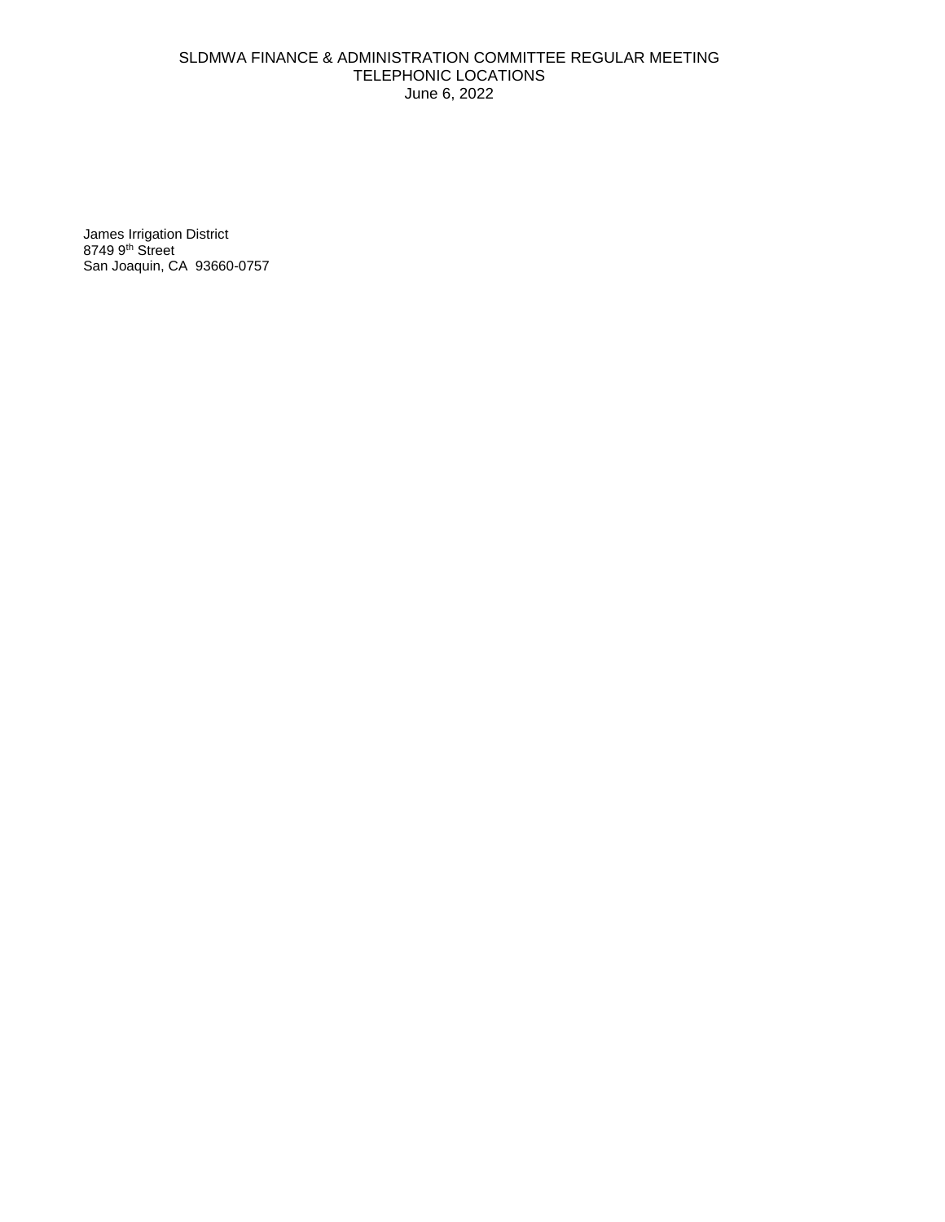SLDMWA FINANCE & ADMINISTRATION COMMITTEE REGULAR MEETING
TELEPHONIC LOCATIONS
June 6, 2022

James Irrigation District
8749 9th Street
San Joaquin, CA 93660-0757